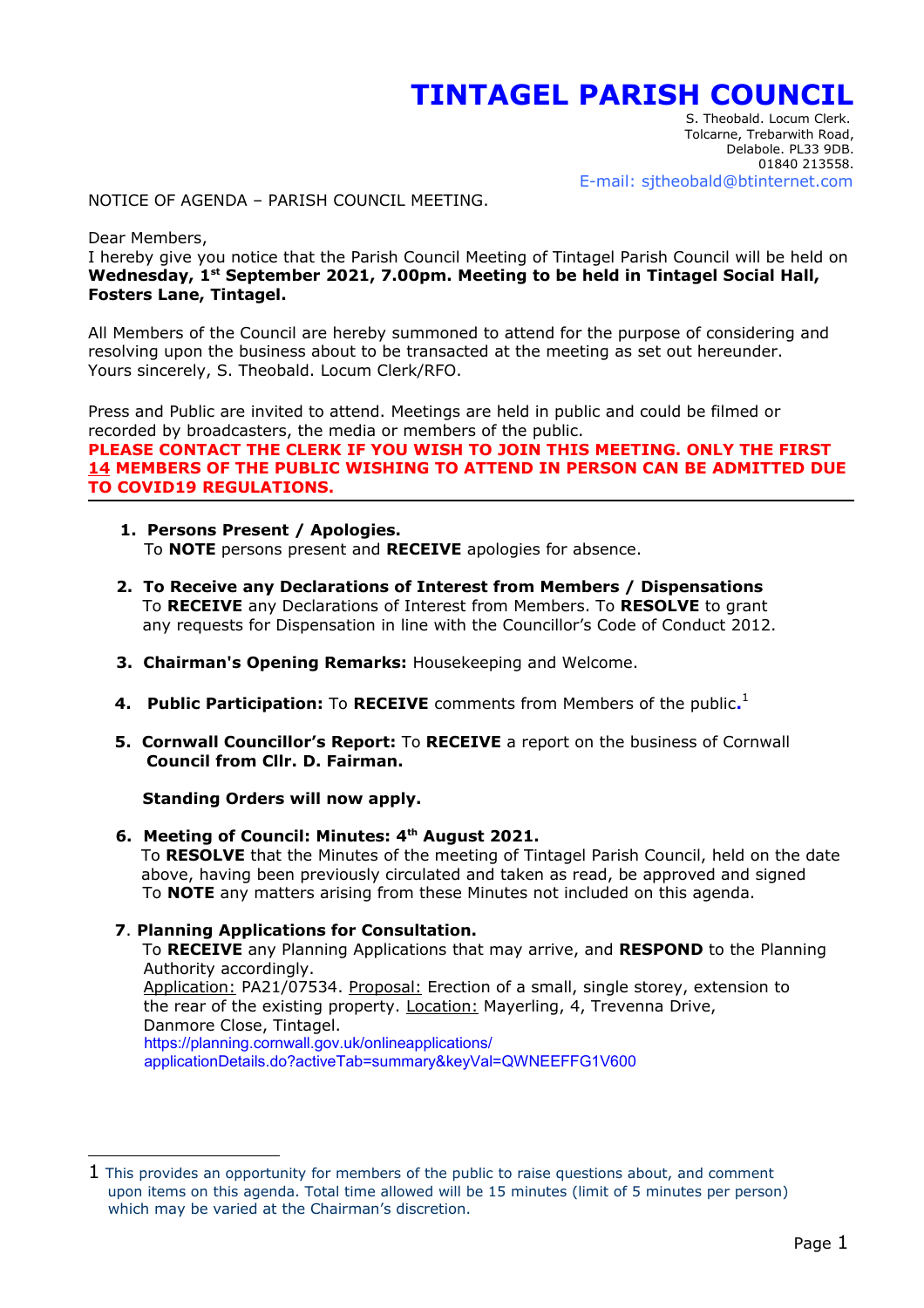# TINTAGEL PARISH COUNCIL

S. Theobald. Locum Clerk.
Tolcarne, Trebarwith Road,
Delabole. PL33 9DB.
01840 213558.
E-mail: sjtheobald@btinternet.com

NOTICE OF AGENDA – PARISH COUNCIL MEETING.

Dear Members,
I hereby give you notice that the Parish Council Meeting of Tintagel Parish Council will be held on **Wednesday, 1st September 2021, 7.00pm. Meeting to be held in Tintagel Social Hall, Fosters Lane, Tintagel.**

All Members of the Council are hereby summoned to attend for the purpose of considering and resolving upon the business about to be transacted at the meeting as set out hereunder.
Yours sincerely, S. Theobald. Locum Clerk/RFO.

Press and Public are invited to attend. Meetings are held in public and could be filmed or recorded by broadcasters, the media or members of the public.
**PLEASE CONTACT THE CLERK IF YOU WISH TO JOIN THIS MEETING. ONLY THE FIRST 14 MEMBERS OF THE PUBLIC WISHING TO ATTEND IN PERSON CAN BE ADMITTED DUE TO COVID19 REGULATIONS.**

---

1. **Persons Present / Apologies.**
   To **NOTE** persons present and **RECEIVE** apologies for absence.

2. **To Receive any Declarations of Interest from Members / Dispensations**
   To **RECEIVE** any Declarations of Interest from Members. To **RESOLVE** to grant any requests for Dispensation in line with the Councillor's Code of Conduct 2012.

3. **Chairman's Opening Remarks:** Housekeeping and Welcome.

4. **Public Participation:** To **RECEIVE** comments from Members of the public.[1]

5. **Cornwall Councillor's Report:** To **RECEIVE** a report on the business of Cornwall **Council from Cllr. D. Fairman.**

   **Standing Orders will now apply.**

6. **Meeting of Council: Minutes: 4th August 2021.**
   To **RESOLVE** that the Minutes of the meeting of Tintagel Parish Council, held on the date above, having been previously circulated and taken as read, be approved and signed
   To **NOTE** any matters arising from these Minutes not included on this agenda.

7. **Planning Applications for Consultation.**
   To **RECEIVE** any Planning Applications that may arrive, and **RESPOND** to the Planning Authority accordingly.
   Application: PA21/07534. Proposal: Erection of a small, single storey, extension to the rear of the existing property. Location: Mayerling, 4, Trevenna Drive, Danmore Close, Tintagel.
   https://planning.cornwall.gov.uk/onlineapplications/applicationDetails.do?activeTab=summary&keyVal=QWNEEFFG1V600

---

[1] This provides an opportunity for members of the public to raise questions about, and comment upon items on this agenda. Total time allowed will be 15 minutes (limit of 5 minutes per person) which may be varied at the Chairman's discretion.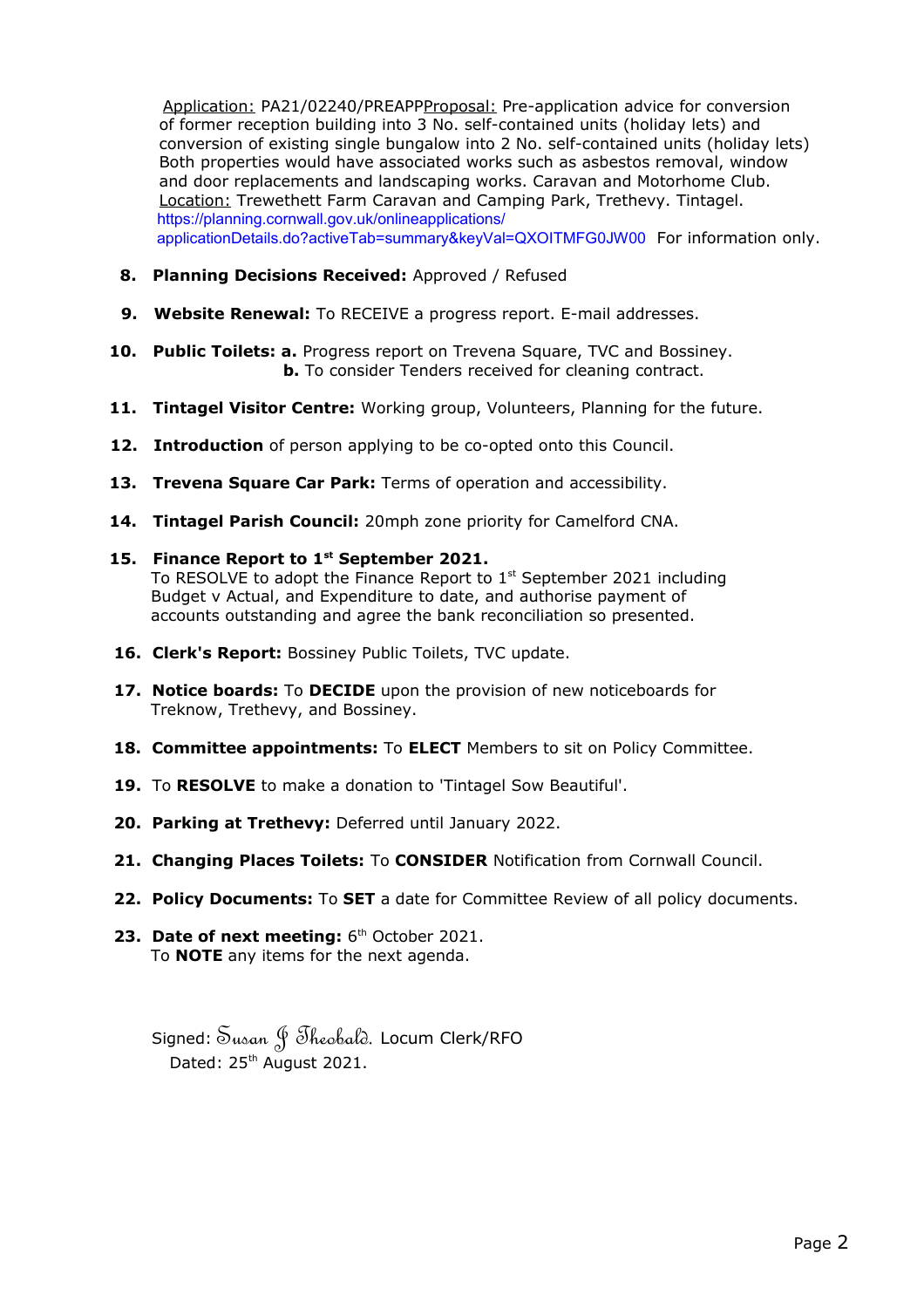Application: PA21/02240/PREAPP Proposal: Pre-application advice for conversion of former reception building into 3 No. self-contained units (holiday lets) and conversion of existing single bungalow into 2 No. self-contained units (holiday lets) Both properties would have associated works such as asbestos removal, window and door replacements and landscaping works. Caravan and Motorhome Club. Location: Trewethett Farm Caravan and Camping Park, Trethevy. Tintagel. https://planning.cornwall.gov.uk/onlineapplications/applicationDetails.do?activeTab=summary&keyVal=QXOITMFG0JW00 For information only.

8. **Planning Decisions Received:** Approved / Refused

9. **Website Renewal:** To RECEIVE a progress report. E-mail addresses.

10. **Public Toilets: a.** Progress report on Trevena Square, TVC and Bossiney.
    **b.** To consider Tenders received for cleaning contract.

11. **Tintagel Visitor Centre:** Working group, Volunteers, Planning for the future.

12. **Introduction** of person applying to be co-opted onto this Council.

13. **Trevena Square Car Park:** Terms of operation and accessibility.

14. **Tintagel Parish Council:** 20mph zone priority for Camelford CNA.

15. **Finance Report to 1st September 2021.**
    To RESOLVE to adopt the Finance Report to 1st September 2021 including Budget v Actual, and Expenditure to date, and authorise payment of accounts outstanding and agree the bank reconciliation so presented.

16. **Clerk's Report:** Bossiney Public Toilets, TVC update.

17. **Notice boards:** To **DECIDE** upon the provision of new noticeboards for Treknow, Trethevy, and Bossiney.

18. **Committee appointments:** To **ELECT** Members to sit on Policy Committee.

19. To **RESOLVE** to make a donation to 'Tintagel Sow Beautiful'.

20. **Parking at Trethevy:** Deferred until January 2022.

21. **Changing Places Toilets:** To **CONSIDER** Notification from Cornwall Council.

22. **Policy Documents:** To **SET** a date for Committee Review of all policy documents.

23. **Date of next meeting:** 6th October 2021.
    To **NOTE** any items for the next agenda.

Signed: *Susan J Theobald.* Locum Clerk/RFO
Dated: 25th August 2021.